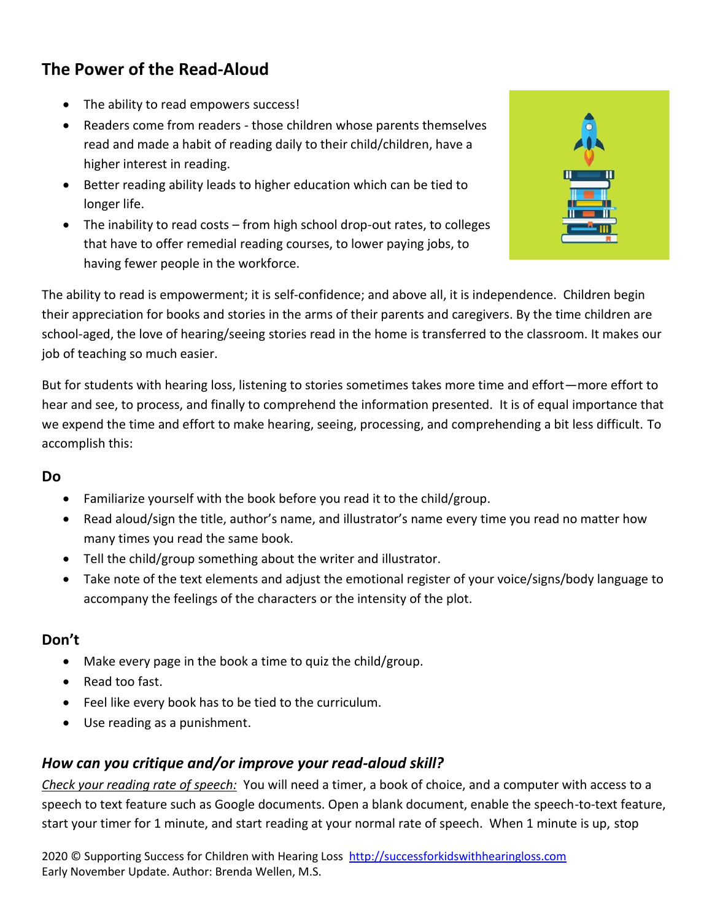## The Power of the Read-Aloud

- The ability to read empowers success!
- Readers come from readers - those children whose parents themselves read and made a habit of reading daily to their child/children, have a higher interest in reading.
- Better reading ability leads to higher education which can be tied to longer life.
- The inability to read costs – from high school drop-out rates, to colleges that have to offer remedial reading courses, to lower paying jobs, to having fewer people in the workforce.

The ability to read is empowerment; it is self-confidence; and above all, it is independence. Children begin their appreciation for books and stories in the arms of their parents and caregivers. By the time children are school-aged, the love of hearing/seeing stories read in the home is transferred to the classroom. It makes our job of teaching so much easier.

But for students with hearing loss, listening to stories sometimes takes more time and effort—more effort to hear and see, to process, and finally to comprehend the information presented. It is of equal importance that we expend the time and effort to make hearing, seeing, processing, and comprehending a bit less difficult. To accomplish this:

### Do

- Familiarize yourself with the book before you read it to the child/group.
- Read aloud/sign the title, author's name, and illustrator's name every time you read no matter how many times you read the same book.
- Tell the child/group something about the writer and illustrator.
- Take note of the text elements and adjust the emotional register of your voice/signs/body language to accompany the feelings of the characters or the intensity of the plot.

### Don't

- Make every page in the book a time to quiz the child/group.
- Read too fast.
- Feel like every book has to be tied to the curriculum.
- Use reading as a punishment.

### *How can you critique and/or improve your read-aloud skill?*

*Check your reading rate of speech:* You will need a timer, a book of choice, and a computer with access to a speech to text feature such as Google documents. Open a blank document, enable the speech-to-text feature, start your timer for 1 minute, and start reading at your normal rate of speech. When 1 minute is up, stop

2020 © Supporting Success for Children with Hearing Loss http://successforkidswithhearingloss.com
Early November Update. Author: Brenda Wellen, M.S.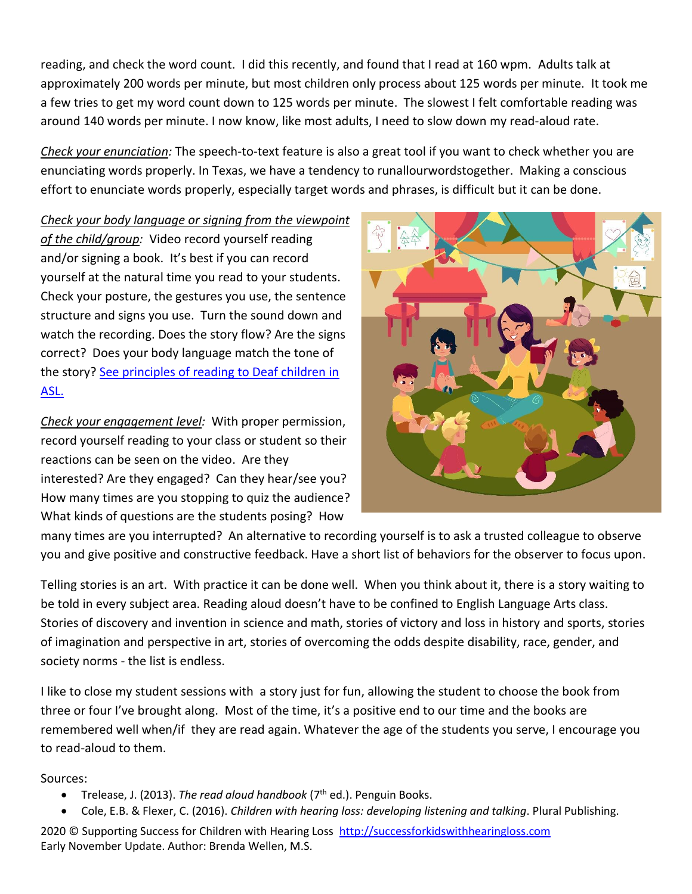reading, and check the word count. I did this recently, and found that I read at 160 wpm. Adults talk at approximately 200 words per minute, but most children only process about 125 words per minute. It took me a few tries to get my word count down to 125 words per minute. The slowest I felt comfortable reading was around 140 words per minute. I now know, like most adults, I need to slow down my read-aloud rate.

*Check your enunciation:* The speech-to-text feature is also a great tool if you want to check whether you are enunciating words properly. In Texas, we have a tendency to runallourwordstogether. Making a conscious effort to enunciate words properly, especially target words and phrases, is difficult but it can be done.

*Check your body language or signing from the viewpoint of the child/group:* Video record yourself reading and/or signing a book. It's best if you can record yourself at the natural time you read to your students. Check your posture, the gestures you use, the sentence structure and signs you use. Turn the sound down and watch the recording. Does the story flow? Are the signs correct? Does your body language match the tone of the story? [See principles of reading to Deaf children in ASL.]()

*Check your engagement level:* With proper permission, record yourself reading to your class or student so their reactions can be seen on the video. Are they interested? Are they engaged? Can they hear/see you? How many times are you stopping to quiz the audience? What kinds of questions are the students posing? How many times are you interrupted? An alternative to recording yourself is to ask a trusted colleague to observe you and give positive and constructive feedback. Have a short list of behaviors for the observer to focus upon.

Telling stories is an art. With practice it can be done well. When you think about it, there is a story waiting to be told in every subject area. Reading aloud doesn't have to be confined to English Language Arts class. Stories of discovery and invention in science and math, stories of victory and loss in history and sports, stories of imagination and perspective in art, stories of overcoming the odds despite disability, race, gender, and society norms - the list is endless.

I like to close my student sessions with a story just for fun, allowing the student to choose the book from three or four I've brought along. Most of the time, it's a positive end to our time and the books are remembered well when/if they are read again. Whatever the age of the students you serve, I encourage you to read-aloud to them.

Sources:

- Trelease, J. (2013). *The read aloud handbook* (7th ed.). Penguin Books.
- Cole, E.B. & Flexer, C. (2016). *Children with hearing loss: developing listening and talking*. Plural Publishing.

2020 © Supporting Success for Children with Hearing Loss [http://successforkidswithhearingloss.com](http://successforkidswithhearingloss.com)
Early November Update. Author: Brenda Wellen, M.S.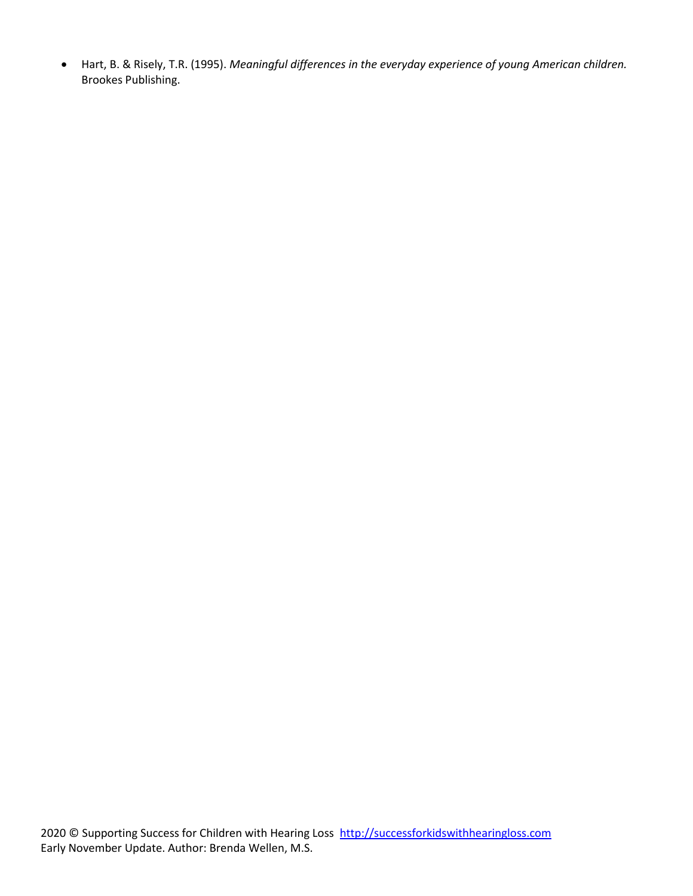- Hart, B. & Risely, T.R. (1995). *Meaningful differences in the everyday experience of young American children.* Brookes Publishing.